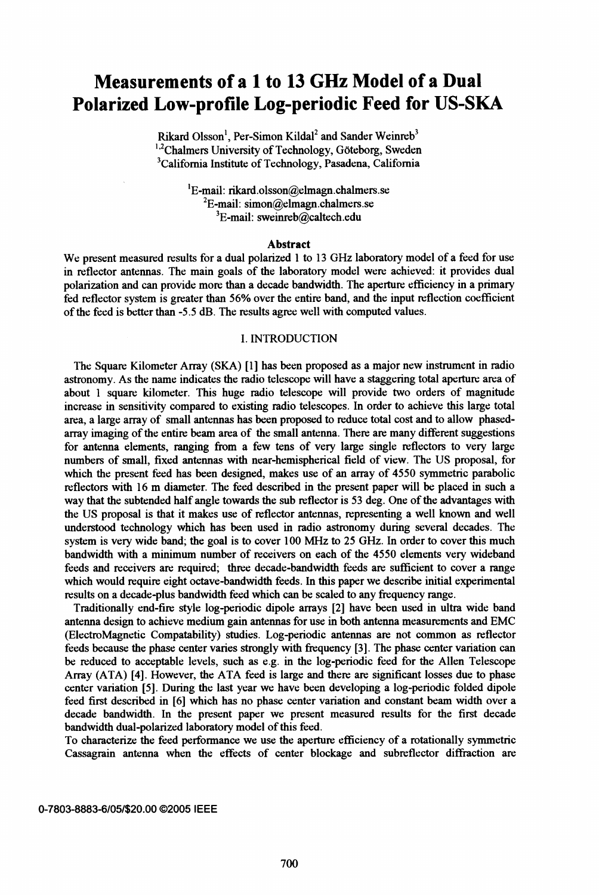# Measurements of a 1 to 13 GHz Model of a Dual Polarized Low-profile Log-periodic Feed for US-SKA

Rikard Olsson[1], Per-Simon Kildal[2] and Sander Weinreb[3]
[1,2]Chalmers University of Technology, Göteborg, Sweden
[3]California Institute of Technology, Pasadena, California

[1]E-mail: rikard.olsson@elmagn.chalmers.se
[2]E-mail: simon@elmagn.chalmers.se
[3]E-mail: sweinreb@caltech.edu

## Abstract

We present measured results for a dual polarized 1 to 13 GHz laboratory model of a feed for use in reflector antennas. The main goals of the laboratory model were achieved: it provides dual polarization and can provide more than a decade bandwidth. The aperture efficiency in a primary fed reflector system is greater than 56% over the entire band, and the input reflection coefficient of the feed is better than -5.5 dB. The results agree well with computed values.

## I. INTRODUCTION

The Square Kilometer Array (SKA) [1] has been proposed as a major new instrument in radio astronomy. As the name indicates the radio telescope will have a staggering total aperture area of about 1 square kilometer. This huge radio telescope will provide two orders of magnitude increase in sensitivity compared to existing radio telescopes. In order to achieve this large total area, a large array of small antennas has been proposed to reduce total cost and to allow phased-array imaging of the entire beam area of the small antenna. There are many different suggestions for antenna elements, ranging from a few tens of very large single reflectors to very large numbers of small, fixed antennas with near-hemispherical field of view. The US proposal, for which the present feed has been designed, makes use of an array of 4550 symmetric parabolic reflectors with 16 m diameter. The feed described in the present paper will be placed in such a way that the subtended half angle towards the sub reflector is 53 deg. One of the advantages with the US proposal is that it makes use of reflector antennas, representing a well known and well understood technology which has been used in radio astronomy during several decades. The system is very wide band; the goal is to cover 100 MHz to 25 GHz. In order to cover this much bandwidth with a minimum number of receivers on each of the 4550 elements very wideband feeds and receivers are required; three decade-bandwidth feeds are sufficient to cover a range which would require eight octave-bandwidth feeds. In this paper we describe initial experimental results on a decade-plus bandwidth feed which can be scaled to any frequency range.

Traditionally end-fire style log-periodic dipole arrays [2] have been used in ultra wide band antenna design to achieve medium gain antennas for use in both antenna measurements and EMC (ElectroMagnetic Compatability) studies. Log-periodic antennas are not common as reflector feeds because the phase center varies strongly with frequency [3]. The phase center variation can be reduced to acceptable levels, such as e.g. in the log-periodic feed for the Allen Telescope Array (ATA) [4]. However, the ATA feed is large and there are significant losses due to phase center variation [5]. During the last year we have been developing a log-periodic folded dipole feed first described in [6] which has no phase center variation and constant beam width over a decade bandwidth. In the present paper we present measured results for the first decade bandwidth dual-polarized laboratory model of this feed.

To characterize the feed performance we use the aperture efficiency of a rotationally symmetric Cassagrain antenna when the effects of center blockage and subreflector diffraction are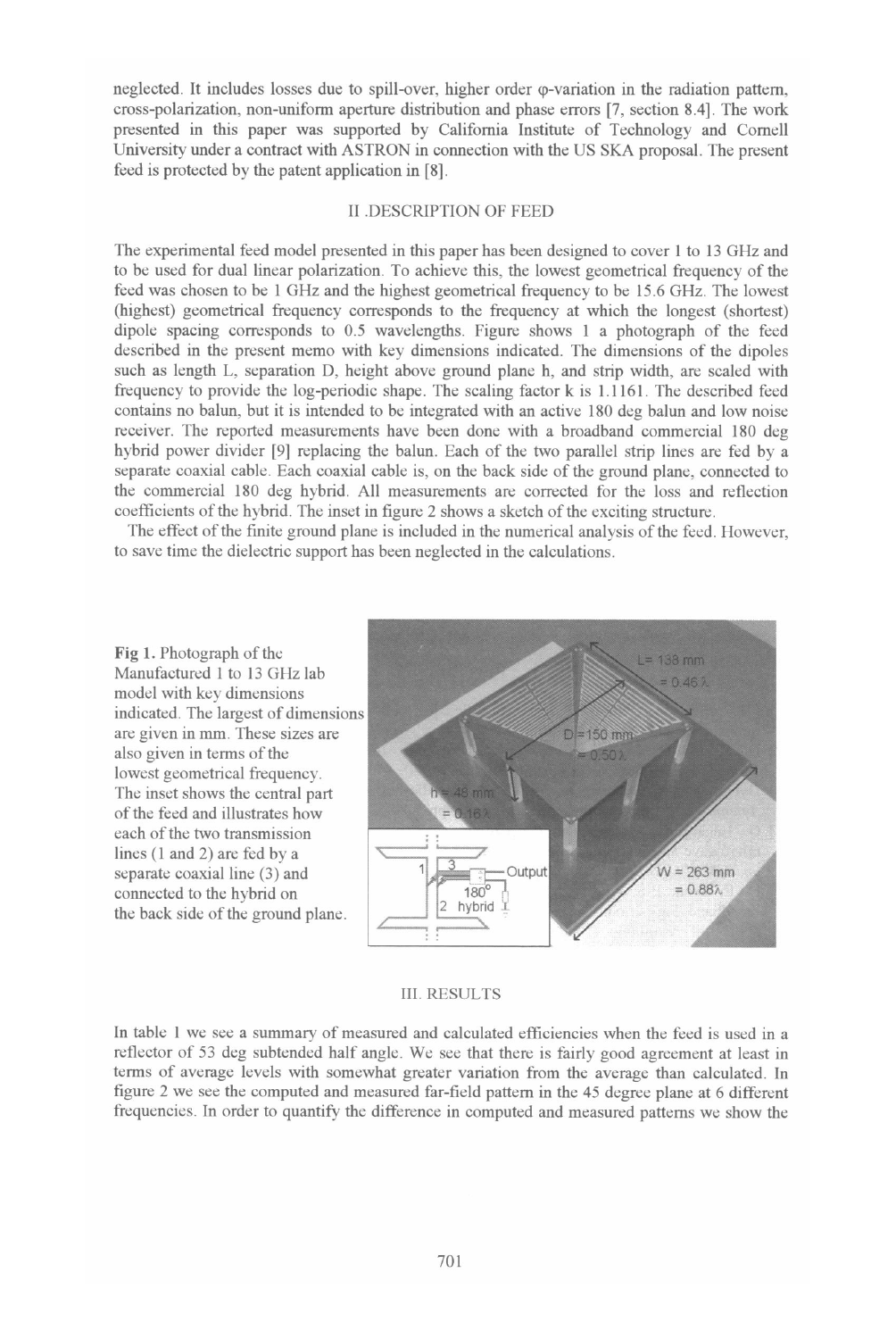neglected. It includes losses due to spill-over, higher order φ-variation in the radiation pattern, cross-polarization, non-uniform aperture distribution and phase errors [7, section 8.4]. The work presented in this paper was supported by California Institute of Technology and Cornell University under a contract with ASTRON in connection with the US SKA proposal. The present feed is protected by the patent application in [8].

## II .DESCRIPTION OF FEED

The experimental feed model presented in this paper has been designed to cover 1 to 13 GHz and to be used for dual linear polarization. To achieve this, the lowest geometrical frequency of the feed was chosen to be 1 GHz and the highest geometrical frequency to be 15.6 GHz. The lowest (highest) geometrical frequency corresponds to the frequency at which the longest (shortest) dipole spacing corresponds to 0.5 wavelengths. Figure shows 1 a photograph of the feed described in the present memo with key dimensions indicated. The dimensions of the dipoles such as length L, separation D, height above ground plane h, and strip width, are scaled with frequency to provide the log-periodic shape. The scaling factor k is 1.1161. The described feed contains no balun, but it is intended to be integrated with an active 180 deg balun and low noise receiver. The reported measurements have been done with a broadband commercial 180 deg hybrid power divider [9] replacing the balun. Each of the two parallel strip lines are fed by a separate coaxial cable. Each coaxial cable is, on the back side of the ground plane, connected to the commercial 180 deg hybrid. All measurements are corrected for the loss and reflection coefficients of the hybrid. The inset in figure 2 shows a sketch of the exciting structure.

The effect of the finite ground plane is included in the numerical analysis of the feed. However, to save time the dielectric support has been neglected in the calculations.

**Fig 1.** Photograph of the Manufactured 1 to 13 GHz lab model with key dimensions indicated. The largest of dimensions are given in mm. These sizes are also given in terms of the lowest geometrical frequency. The inset shows the central part of the feed and illustrates how each of the two transmission lines (1 and 2) are fed by a separate coaxial line (3) and connected to the hybrid on the back side of the ground plane.

## III. RESULTS

In table 1 we see a summary of measured and calculated efficiencies when the feed is used in a reflector of 53 deg subtended half angle. We see that there is fairly good agreement at least in terms of average levels with somewhat greater variation from the average than calculated. In figure 2 we see the computed and measured far-field pattern in the 45 degree plane at 6 different frequencies. In order to quantify the difference in computed and measured patterns we show the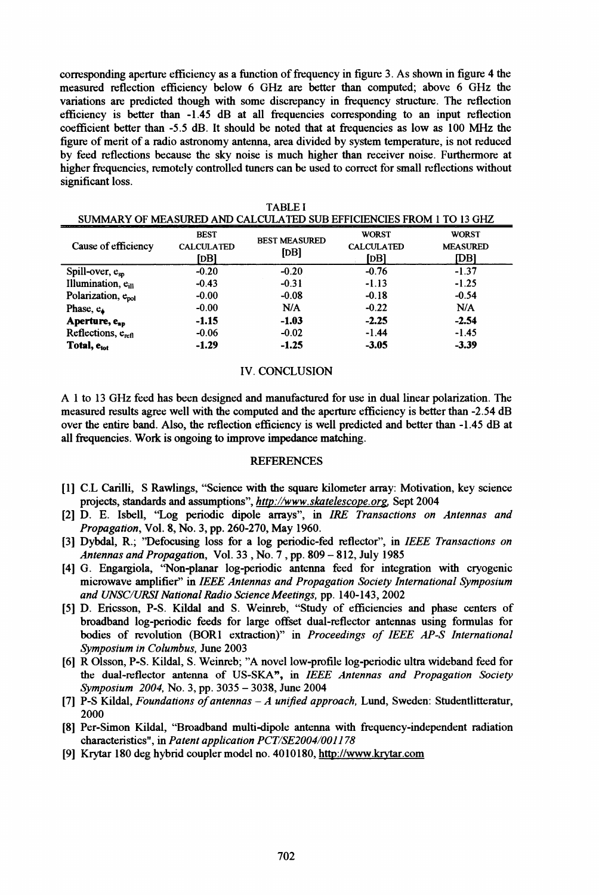corresponding aperture efficiency as a function of frequency in figure 3. As shown in figure 4 the measured reflection efficiency below 6 GHz are better than computed; above 6 GHz the variations are predicted though with some discrepancy in frequency structure. The reflection efficiency is better than -1.45 dB at all frequencies corresponding to an input reflection coefficient better than -5.5 dB. It should be noted that at frequencies as low as 100 MHz the figure of merit of a radio astronomy antenna, area divided by system temperature, is not reduced by feed reflections because the sky noise is much higher than receiver noise. Furthermore at higher frequencies, remotely controlled tuners can be used to correct for small reflections without significant loss.

TABLE I
SUMMARY OF MEASURED AND CALCULATED SUB EFFICIENCIES FROM 1 TO 13 GHZ

| Cause of efficiency | BEST CALCULATED [DB] | BEST MEASURED [DB] | WORST CALCULATED [DB] | WORST MEASURED [DB] |
|---|---|---|---|---|
| Spill-over, $e_{sp}$ | -0.20 | -0.20 | -0.76 | -1.37 |
| Illumination, $e_{ill}$ | -0.43 | -0.31 | -1.13 | -1.25 |
| Polarization, $e_{pol}$ | -0.00 | -0.08 | -0.18 | -0.54 |
| Phase, $e_{\phi}$ | -0.00 | N/A | -0.22 | N/A |
| **Aperture, $e_{ap}$** | **-1.15** | **-1.03** | **-2.25** | **-2.54** |
| Reflections, $e_{refl}$ | -0.06 | -0.02 | -1.44 | -1.45 |
| **Total, $e_{tot}$** | **-1.29** | **-1.25** | **-3.05** | **-3.39** |

## IV. CONCLUSION

A 1 to 13 GHz feed has been designed and manufactured for use in dual linear polarization. The measured results agree well with the computed and the aperture efficiency is better than -2.54 dB over the entire band. Also, the reflection efficiency is well predicted and better than -1.45 dB at all frequencies. Work is ongoing to improve impedance matching.

## REFERENCES

[1] C.L Carilli, S Rawlings, "Science with the square kilometer array: Motivation, key science projects, standards and assumptions", *http://www.skatelescope.org*, Sept 2004

[2] D. E. Isbell, "Log periodic dipole arrays", in *IRE Transactions on Antennas and Propagation*, Vol. 8, No. 3, pp. 260-270, May 1960.

[3] Dybdal, R.; "Defocusing loss for a log periodic-fed reflector", in *IEEE Transactions on Antennas and Propagation*, Vol. 33 , No. 7 , pp. 809 – 812, July 1985

[4] G. Engargiola, "Non-planar log-periodic antenna feed for integration with cryogenic microwave amplifier" in *IEEE Antennas and Propagation Society International Symposium and UNSC/URSI National Radio Science Meetings*, pp. 140-143, 2002

[5] D. Ericsson, P-S. Kildal and S. Weinreb, "Study of efficiencies and phase centers of broadband log-periodic feeds for large offset dual-reflector antennas using formulas for bodies of revolution (BOR1 extraction)" in *Proceedings of IEEE AP-S International Symposium in Columbus,* June 2003

[6] R Olsson, P-S. Kildal, S. Weinreb; "A novel low-profile log-periodic ultra wideband feed for the dual-reflector antenna of US-SKA", in *IEEE Antennas and Propagation Society Symposium 2004*, No. 3, pp. 3035 – 3038, June 2004

[7] P-S Kildal, *Foundations of antennas – A unified approach,* Lund, Sweden: Studentlitteratur, 2000

[8] Per-Simon Kildal, "Broadband multi-dipole antenna with frequency-independent radiation characteristics", in *Patent application PCT/SE2004/001178*

[9] Krytar 180 deg hybrid coupler model no. 4010180, http://www.krytar.com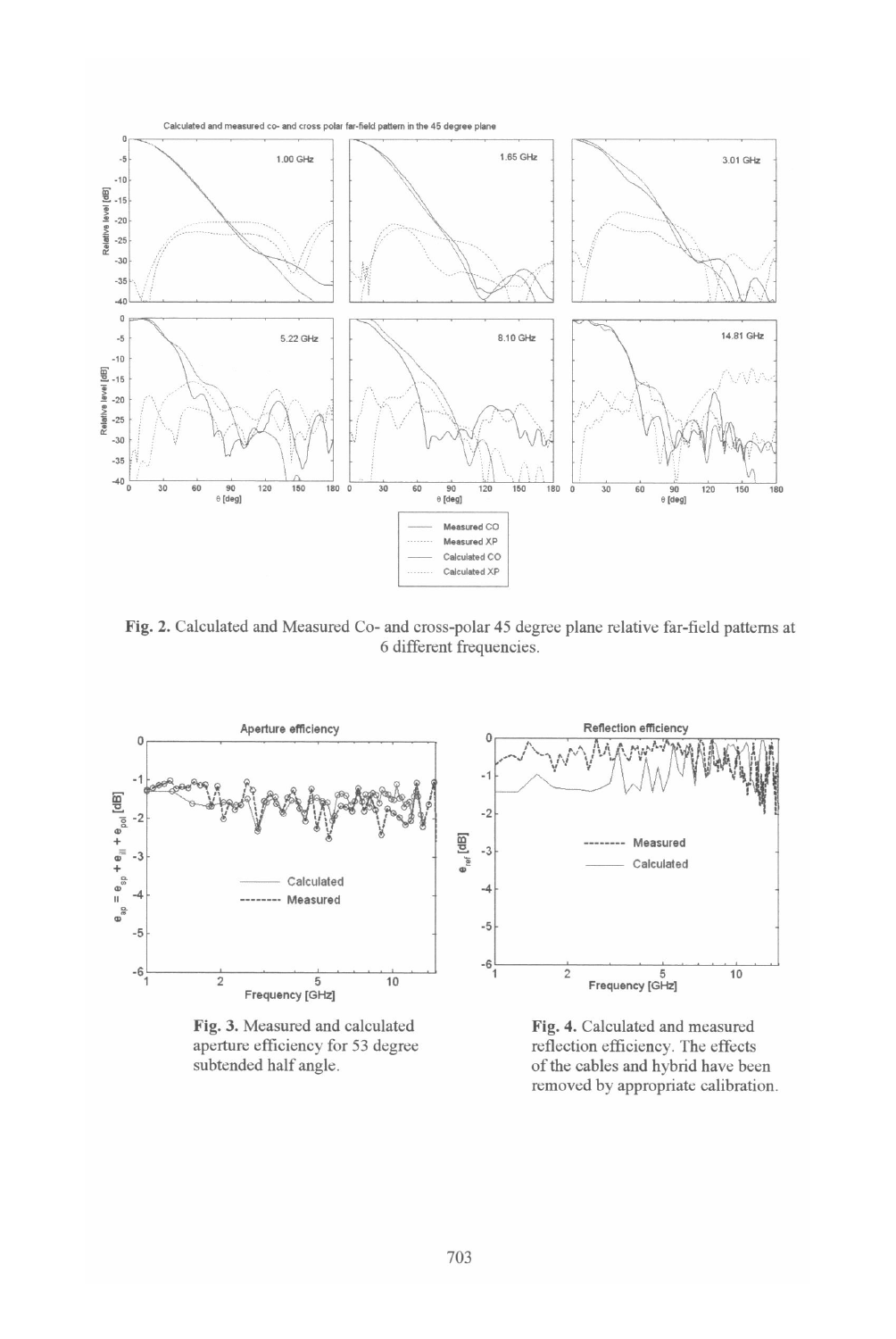Calculated and measured co- and cross polar far-field pattern in the 45 degree plane

1.00 GHz

1.65 GHz

3.01 GHz

5.22 GHz

8.10 GHz

14.81 GHz

Relative level [dB]

θ [deg]

Measured CO
Measured XP
Calculated CO
Calculated XP

**Fig. 2.** Calculated and Measured Co- and cross-polar 45 degree plane relative far-field patterns at 6 different frequencies.

Aperture efficiency

$e_{ap} = e_{sp} + e_{ill} + e_{pol}$ [dB]

Frequency [GHz]

Calculated
Measured

Reflection efficiency

$e_{ref}$ [dB]

Frequency [GHz]

Measured
Calculated

**Fig. 3.** Measured and calculated aperture efficiency for 53 degree subtended half angle.

**Fig. 4.** Calculated and measured reflection efficiency. The effects of the cables and hybrid have been removed by appropriate calibration.